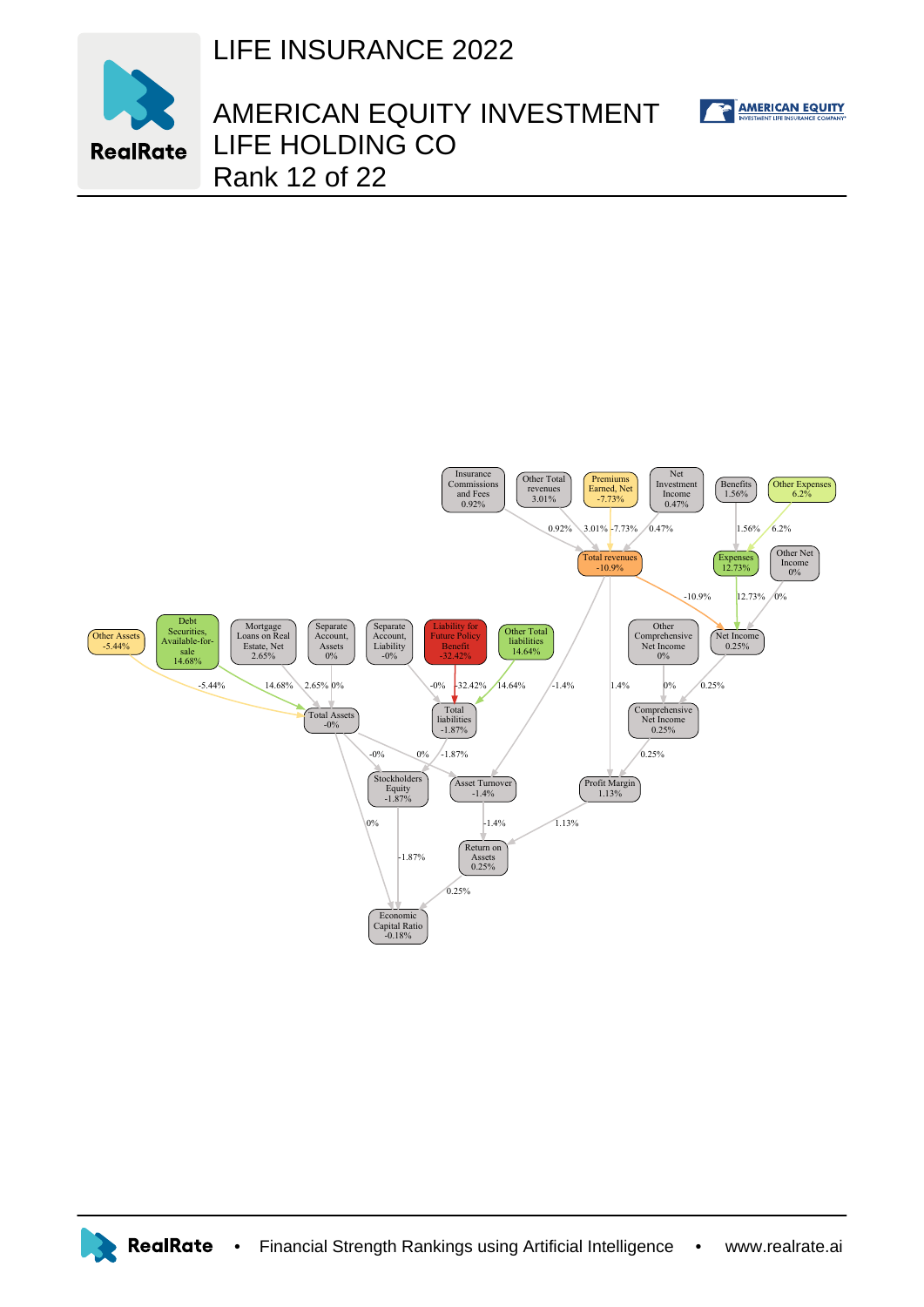# LIFE INSURANCE 2022

# AMERICAN EQUITY INVESTMENT LIFE HOLDING CO

Rank 12 of 22

Insurance Commissions and Fees 0.92%

Other Total revenues 3.01%

Premiums Earned, Net -7.73%

Net Investment Income 0.47%

Benefits 1.56%

Other Expenses 6.2%

Total revenues -10.9%

Expenses 12.73%

Other Net Income 0%

Other Assets -5.44%

Debt Securities, Available-for-sale 14.68%

Mortgage Loans on Real Estate, Net 2.65%

Separate Account, Assets 0%

Separate Account, Liability -0%

Liability for Future Policy Benefit -32.42%

Other Total liabilities 14.64%

Other Comprehensive Net Income 0%

Net Income 0.25%

Total Assets -0%

Total liabilities -1.87%

Comprehensive Net Income 0.25%

Stockholders Equity -1.87%

Asset Turnover -1.4%

Profit Margin 1.13%

Return on Assets 0.25%

Economic Capital Ratio -0.18%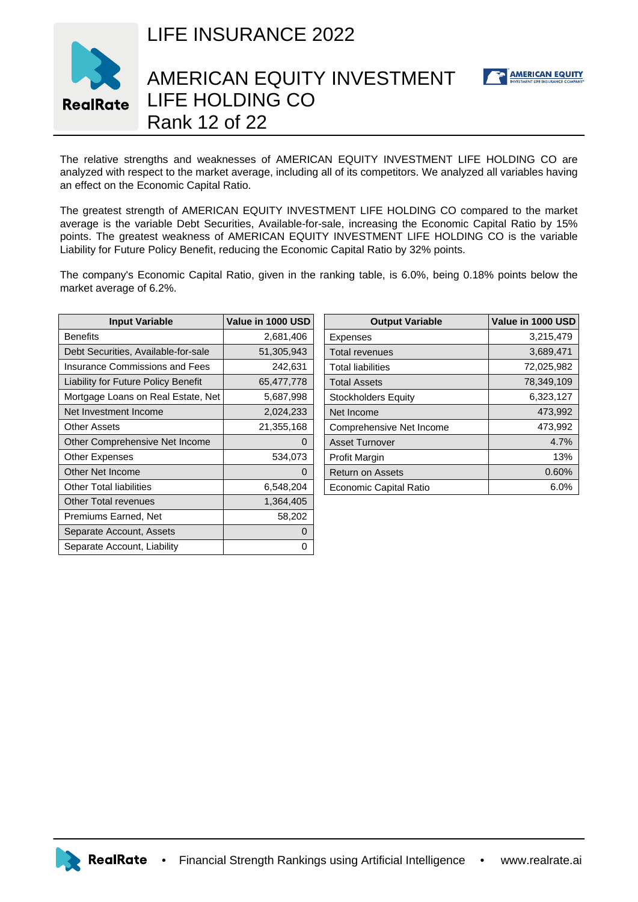# LIFE INSURANCE 2022

## AMERICAN EQUITY INVESTMENT LIFE HOLDING CO

## Rank 12 of 22

The relative strengths and weaknesses of AMERICAN EQUITY INVESTMENT LIFE HOLDING CO are analyzed with respect to the market average, including all of its competitors. We analyzed all variables having an effect on the Economic Capital Ratio.

The greatest strength of AMERICAN EQUITY INVESTMENT LIFE HOLDING CO compared to the market average is the variable Debt Securities, Available-for-sale, increasing the Economic Capital Ratio by 15% points. The greatest weakness of AMERICAN EQUITY INVESTMENT LIFE HOLDING CO is the variable Liability for Future Policy Benefit, reducing the Economic Capital Ratio by 32% points.

The company's Economic Capital Ratio, given in the ranking table, is 6.0%, being 0.18% points below the market average of 6.2%.

| Input Variable | Value in 1000 USD |
|---|---|
| Benefits | 2,681,406 |
| Debt Securities, Available-for-sale | 51,305,943 |
| Insurance Commissions and Fees | 242,631 |
| Liability for Future Policy Benefit | 65,477,778 |
| Mortgage Loans on Real Estate, Net | 5,687,998 |
| Net Investment Income | 2,024,233 |
| Other Assets | 21,355,168 |
| Other Comprehensive Net Income | 0 |
| Other Expenses | 534,073 |
| Other Net Income | 0 |
| Other Total liabilities | 6,548,204 |
| Other Total revenues | 1,364,405 |
| Premiums Earned, Net | 58,202 |
| Separate Account, Assets | 0 |
| Separate Account, Liability | 0 |

| Output Variable | Value in 1000 USD |
|---|---|
| Expenses | 3,215,479 |
| Total revenues | 3,689,471 |
| Total liabilities | 72,025,982 |
| Total Assets | 78,349,109 |
| Stockholders Equity | 6,323,127 |
| Net Income | 473,992 |
| Comprehensive Net Income | 473,992 |
| Asset Turnover | 4.7% |
| Profit Margin | 13% |
| Return on Assets | 0.60% |
| Economic Capital Ratio | 6.0% |